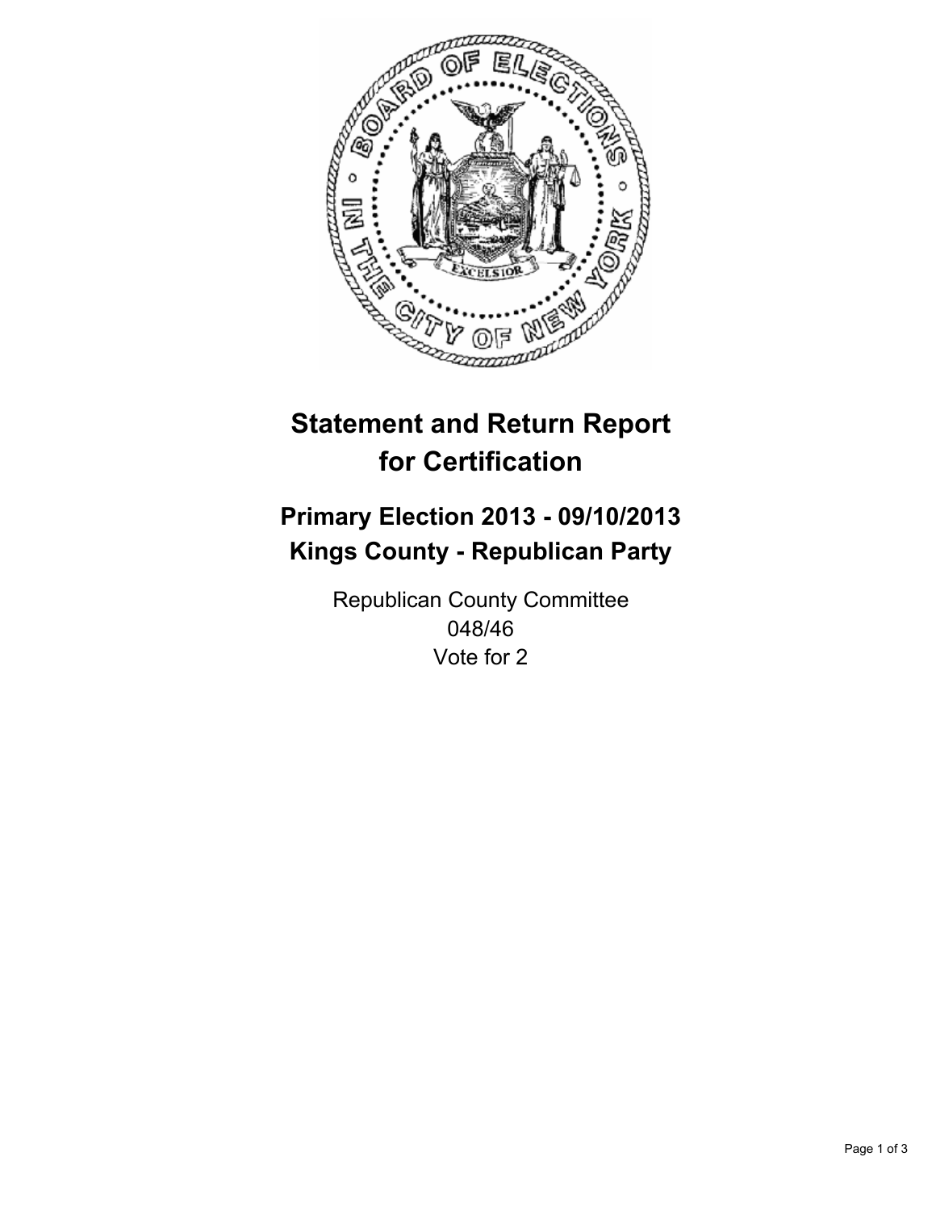# Statement and Return Report for Certification

## Primary Election 2013 - 09/10/2013
## Kings County - Republican Party

Republican County Committee
048/46
Vote for 2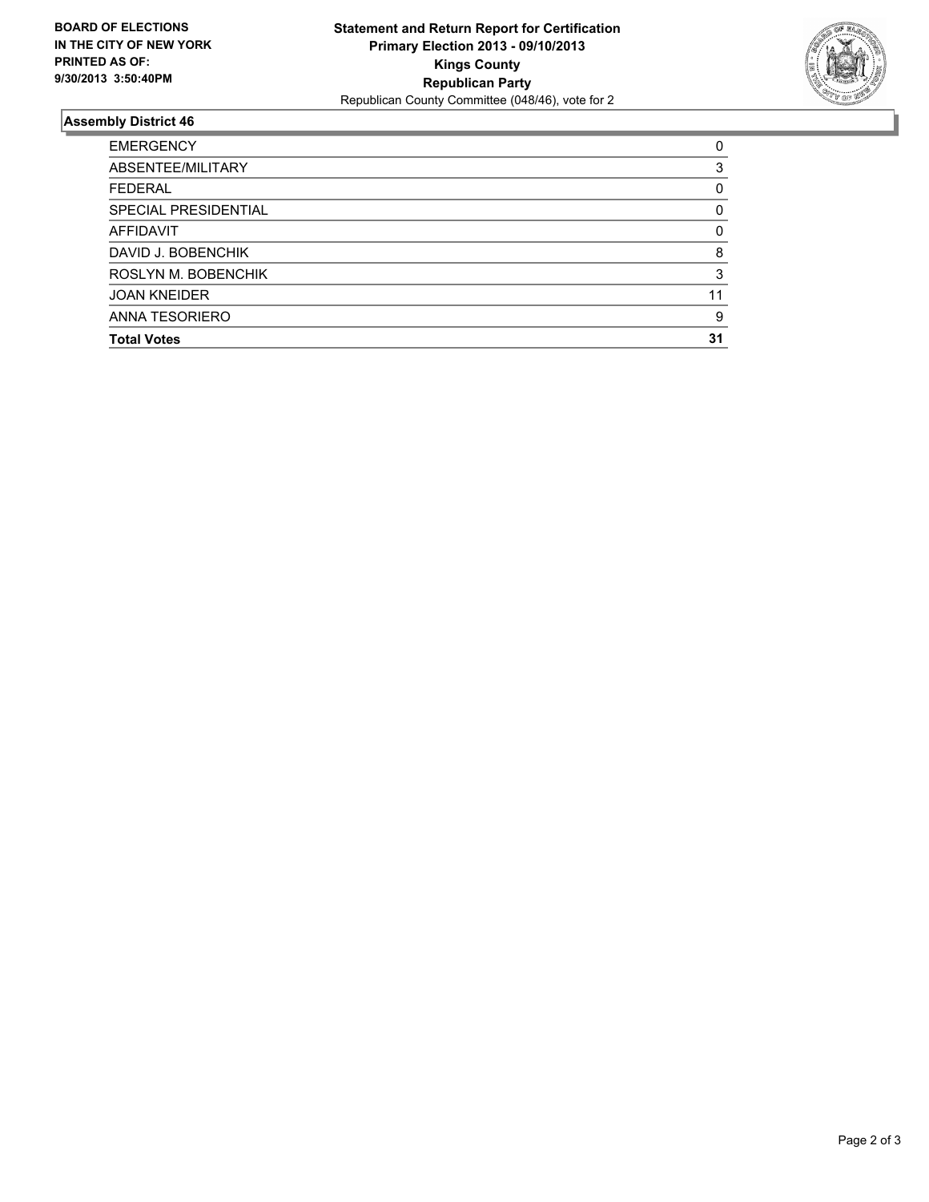**BOARD OF ELECTIONS IN THE CITY OF NEW YORK PRINTED AS OF: 9/30/2013 3:50:40PM**

**Statement and Return Report for Certification**
**Primary Election 2013 - 09/10/2013**
**Kings County**
**Republican Party**
Republican County Committee (048/46), vote for 2

## Assembly District 46

| | |
|---|---|
| EMERGENCY | 0 |
| ABSENTEE/MILITARY | 3 |
| FEDERAL | 0 |
| SPECIAL PRESIDENTIAL | 0 |
| AFFIDAVIT | 0 |
| DAVID J. BOBENCHIK | 8 |
| ROSLYN M. BOBENCHIK | 3 |
| JOAN KNEIDER | 11 |
| ANNA TESORIERO | 9 |
| **Total Votes** | **31** |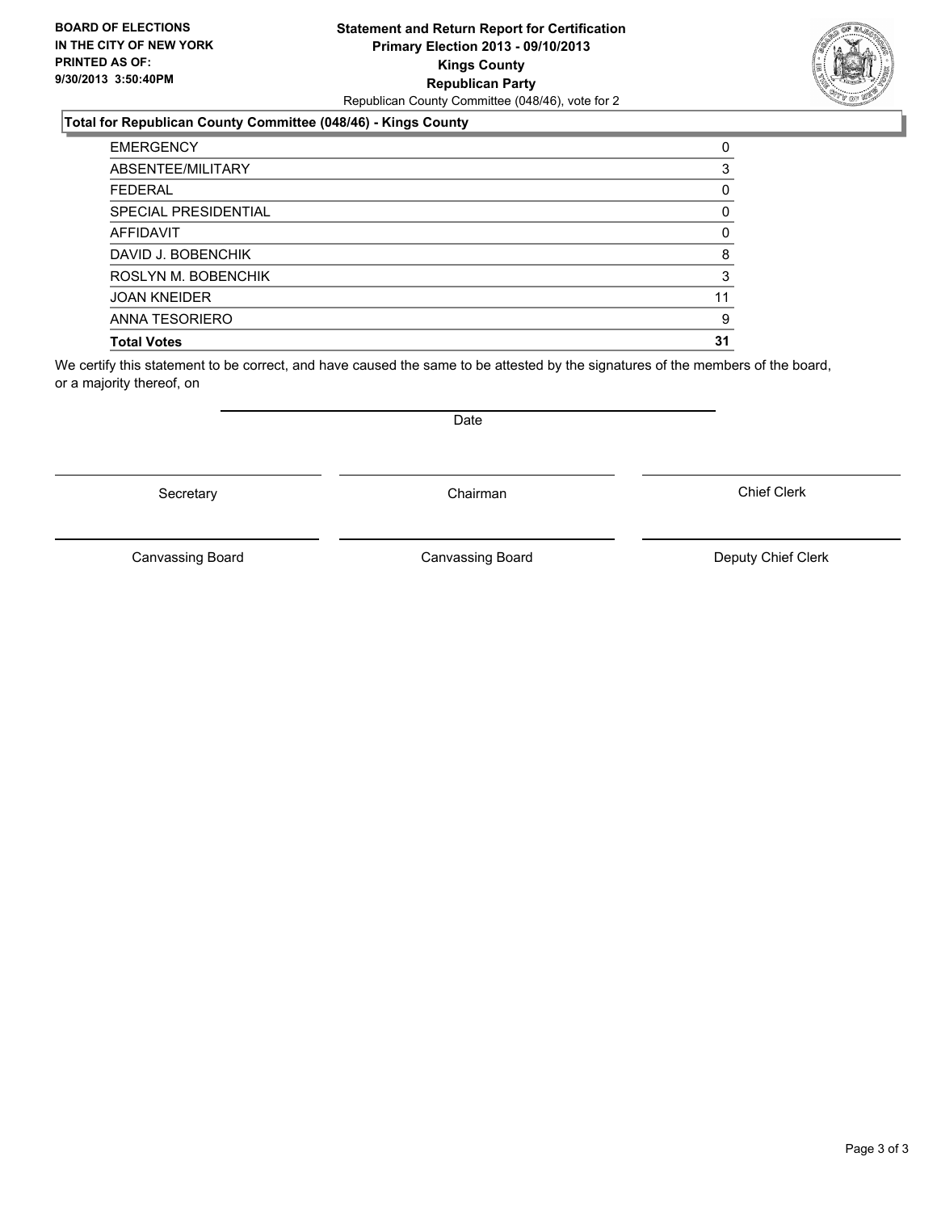**BOARD OF ELECTIONS IN THE CITY OF NEW YORK PRINTED AS OF: 9/30/2013 3:50:40PM**

**Statement and Return Report for Certification Primary Election 2013 - 09/10/2013 Kings County Republican Party**

Republican County Committee (048/46), vote for 2

**Total for Republican County Committee (048/46) - Kings County**

| | |
|---|---|
| EMERGENCY | 0 |
| ABSENTEE/MILITARY | 3 |
| FEDERAL | 0 |
| SPECIAL PRESIDENTIAL | 0 |
| AFFIDAVIT | 0 |
| DAVID J. BOBENCHIK | 8 |
| ROSLYN M. BOBENCHIK | 3 |
| JOAN KNEIDER | 11 |
| ANNA TESORIERO | 9 |
| **Total Votes** | **31** |

We certify this statement to be correct, and have caused the same to be attested by the signatures of the members of the board, or a majority thereof, on

Date

Secretary | Chairman | Chief Clerk

Canvassing Board | Canvassing Board | Deputy Chief Clerk